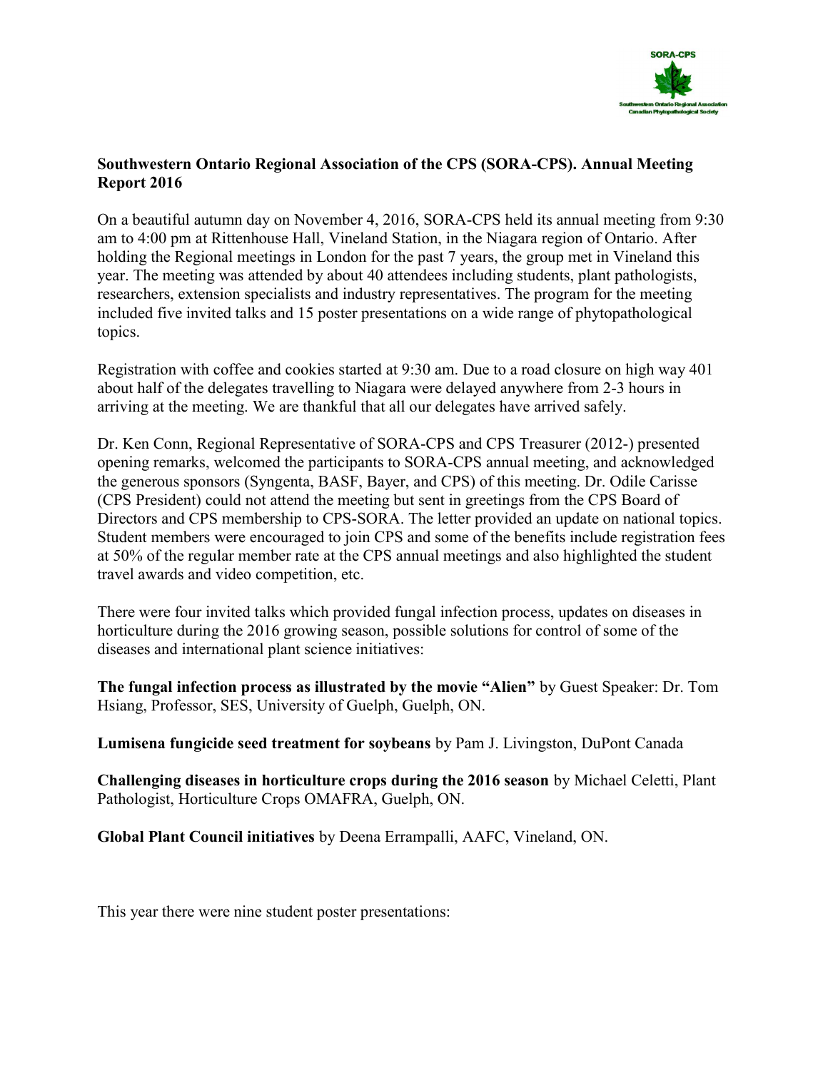## Southwestern Ontario Regional Association of the CPS (SORA-CPS). Annual Meeting Report 2016

On a beautiful autumn day on November 4, 2016, SORA-CPS held its annual meeting from 9:30 am to 4:00 pm at Rittenhouse Hall, Vineland Station, in the Niagara region of Ontario. After holding the Regional meetings in London for the past 7 years, the group met in Vineland this year. The meeting was attended by about 40 attendees including students, plant pathologists, researchers, extension specialists and industry representatives. The program for the meeting included five invited talks and 15 poster presentations on a wide range of phytopathological topics.

Registration with coffee and cookies started at 9:30 am. Due to a road closure on high way 401 about half of the delegates travelling to Niagara were delayed anywhere from 2-3 hours in arriving at the meeting. We are thankful that all our delegates have arrived safely.

Dr. Ken Conn, Regional Representative of SORA-CPS and CPS Treasurer (2012-) presented opening remarks, welcomed the participants to SORA-CPS annual meeting, and acknowledged the generous sponsors (Syngenta, BASF, Bayer, and CPS) of this meeting. Dr. Odile Carisse (CPS President) could not attend the meeting but sent in greetings from the CPS Board of Directors and CPS membership to CPS-SORA. The letter provided an update on national topics. Student members were encouraged to join CPS and some of the benefits include registration fees at 50% of the regular member rate at the CPS annual meetings and also highlighted the student travel awards and video competition, etc.

There were four invited talks which provided fungal infection process, updates on diseases in horticulture during the 2016 growing season, possible solutions for control of some of the diseases and international plant science initiatives:

**The fungal infection process as illustrated by the movie "Alien"** by Guest Speaker: Dr. Tom Hsiang, Professor, SES, University of Guelph, Guelph, ON.

**Lumisena fungicide seed treatment for soybeans** by Pam J. Livingston, DuPont Canada

**Challenging diseases in horticulture crops during the 2016 season** by Michael Celetti, Plant Pathologist, Horticulture Crops OMAFRA, Guelph, ON.

**Global Plant Council initiatives** by Deena Errampalli, AAFC, Vineland, ON.

This year there were nine student poster presentations: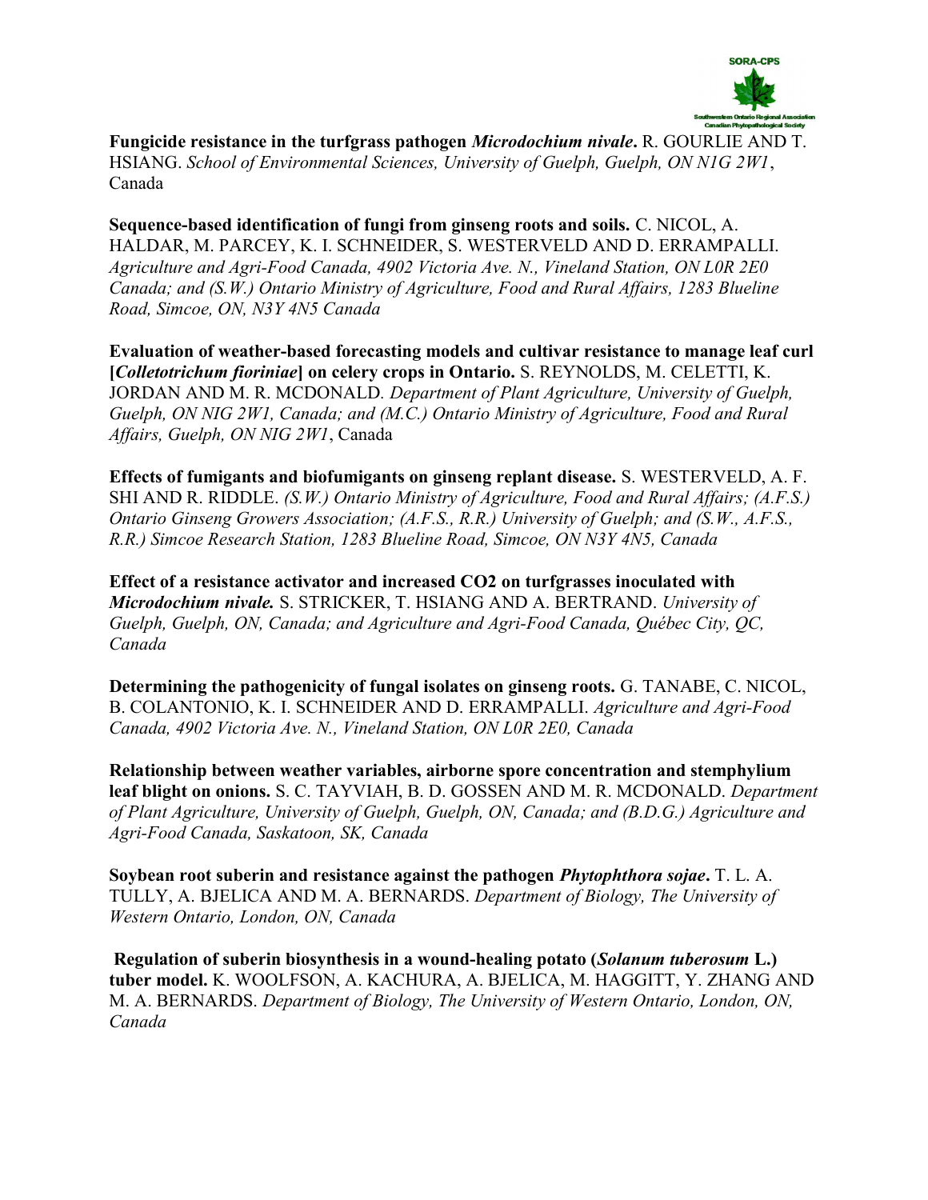**Fungicide resistance in the turfgrass pathogen *Microdochium nivale*.** R. GOURLIE AND T. HSIANG. *School of Environmental Sciences, University of Guelph, Guelph, ON N1G 2W1*, Canada

**Sequence-based identification of fungi from ginseng roots and soils.** C. NICOL, A. HALDAR, M. PARCEY, K. I. SCHNEIDER, S. WESTERVELD AND D. ERRAMPALLI. *Agriculture and Agri-Food Canada, 4902 Victoria Ave. N., Vineland Station, ON L0R 2E0 Canada; and (S.W.) Ontario Ministry of Agriculture, Food and Rural Affairs, 1283 Blueline Road, Simcoe, ON, N3Y 4N5 Canada*

**Evaluation of weather-based forecasting models and cultivar resistance to manage leaf curl [*Colletotrichum fioriniae*] on celery crops in Ontario.** S. REYNOLDS, M. CELETTI, K. JORDAN AND M. R. MCDONALD. *Department of Plant Agriculture, University of Guelph, Guelph, ON NIG 2W1, Canada; and (M.C.) Ontario Ministry of Agriculture, Food and Rural Affairs, Guelph, ON NIG 2W1*, Canada

**Effects of fumigants and biofumigants on ginseng replant disease.** S. WESTERVELD, A. F. SHI AND R. RIDDLE. *(S.W.) Ontario Ministry of Agriculture, Food and Rural Affairs; (A.F.S.) Ontario Ginseng Growers Association; (A.F.S., R.R.) University of Guelph; and (S.W., A.F.S., R.R.) Simcoe Research Station, 1283 Blueline Road, Simcoe, ON N3Y 4N5, Canada*

**Effect of a resistance activator and increased CO2 on turfgrasses inoculated with *Microdochium nivale.*** S. STRICKER, T. HSIANG AND A. BERTRAND. *University of Guelph, Guelph, ON, Canada; and Agriculture and Agri-Food Canada, Québec City, QC, Canada*

**Determining the pathogenicity of fungal isolates on ginseng roots.** G. TANABE, C. NICOL, B. COLANTONIO, K. I. SCHNEIDER AND D. ERRAMPALLI. *Agriculture and Agri-Food Canada, 4902 Victoria Ave. N., Vineland Station, ON L0R 2E0, Canada*

**Relationship between weather variables, airborne spore concentration and stemphylium leaf blight on onions.** S. C. TAYVIAH, B. D. GOSSEN AND M. R. MCDONALD. *Department of Plant Agriculture, University of Guelph, Guelph, ON, Canada; and (B.D.G.) Agriculture and Agri-Food Canada, Saskatoon, SK, Canada*

**Soybean root suberin and resistance against the pathogen *Phytophthora sojae*.** T. L. A. TULLY, A. BJELICA AND M. A. BERNARDS. *Department of Biology, The University of Western Ontario, London, ON, Canada*

**Regulation of suberin biosynthesis in a wound-healing potato (*Solanum tuberosum* L.) tuber model.** K. WOOLFSON, A. KACHURA, A. BJELICA, M. HAGGITT, Y. ZHANG AND M. A. BERNARDS. *Department of Biology, The University of Western Ontario, London, ON, Canada*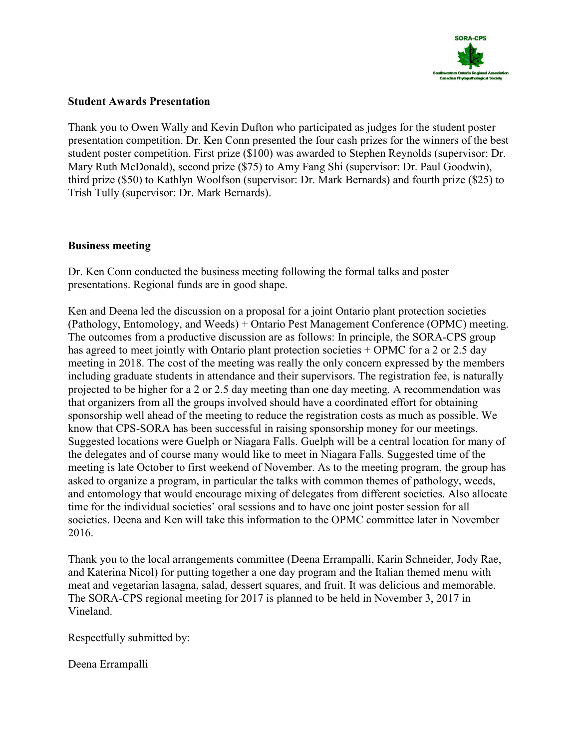## Student Awards Presentation

Thank you to Owen Wally and Kevin Dufton who participated as judges for the student poster presentation competition. Dr. Ken Conn presented the four cash prizes for the winners of the best student poster competition. First prize ($100) was awarded to Stephen Reynolds (supervisor: Dr. Mary Ruth McDonald), second prize ($75) to Amy Fang Shi (supervisor: Dr. Paul Goodwin), third prize ($50) to Kathlyn Woolfson (supervisor: Dr. Mark Bernards) and fourth prize ($25) to Trish Tully (supervisor: Dr. Mark Bernards).

## Business meeting

Dr. Ken Conn conducted the business meeting following the formal talks and poster presentations. Regional funds are in good shape.

Ken and Deena led the discussion on a proposal for a joint Ontario plant protection societies (Pathology, Entomology, and Weeds) + Ontario Pest Management Conference (OPMC) meeting. The outcomes from a productive discussion are as follows: In principle, the SORA-CPS group has agreed to meet jointly with Ontario plant protection societies + OPMC for a 2 or 2.5 day meeting in 2018. The cost of the meeting was really the only concern expressed by the members including graduate students in attendance and their supervisors. The registration fee, is naturally projected to be higher for a 2 or 2.5 day meeting than one day meeting. A recommendation was that organizers from all the groups involved should have a coordinated effort for obtaining sponsorship well ahead of the meeting to reduce the registration costs as much as possible. We know that CPS-SORA has been successful in raising sponsorship money for our meetings. Suggested locations were Guelph or Niagara Falls. Guelph will be a central location for many of the delegates and of course many would like to meet in Niagara Falls. Suggested time of the meeting is late October to first weekend of November. As to the meeting program, the group has asked to organize a program, in particular the talks with common themes of pathology, weeds, and entomology that would encourage mixing of delegates from different societies. Also allocate time for the individual societies' oral sessions and to have one joint poster session for all societies. Deena and Ken will take this information to the OPMC committee later in November 2016.

Thank you to the local arrangements committee (Deena Errampalli, Karin Schneider, Jody Rae, and Katerina Nicol) for putting together a one day program and the Italian themed menu with meat and vegetarian lasagna, salad, dessert squares, and fruit. It was delicious and memorable. The SORA-CPS regional meeting for 2017 is planned to be held in November 3, 2017 in Vineland.

Respectfully submitted by:

Deena Errampalli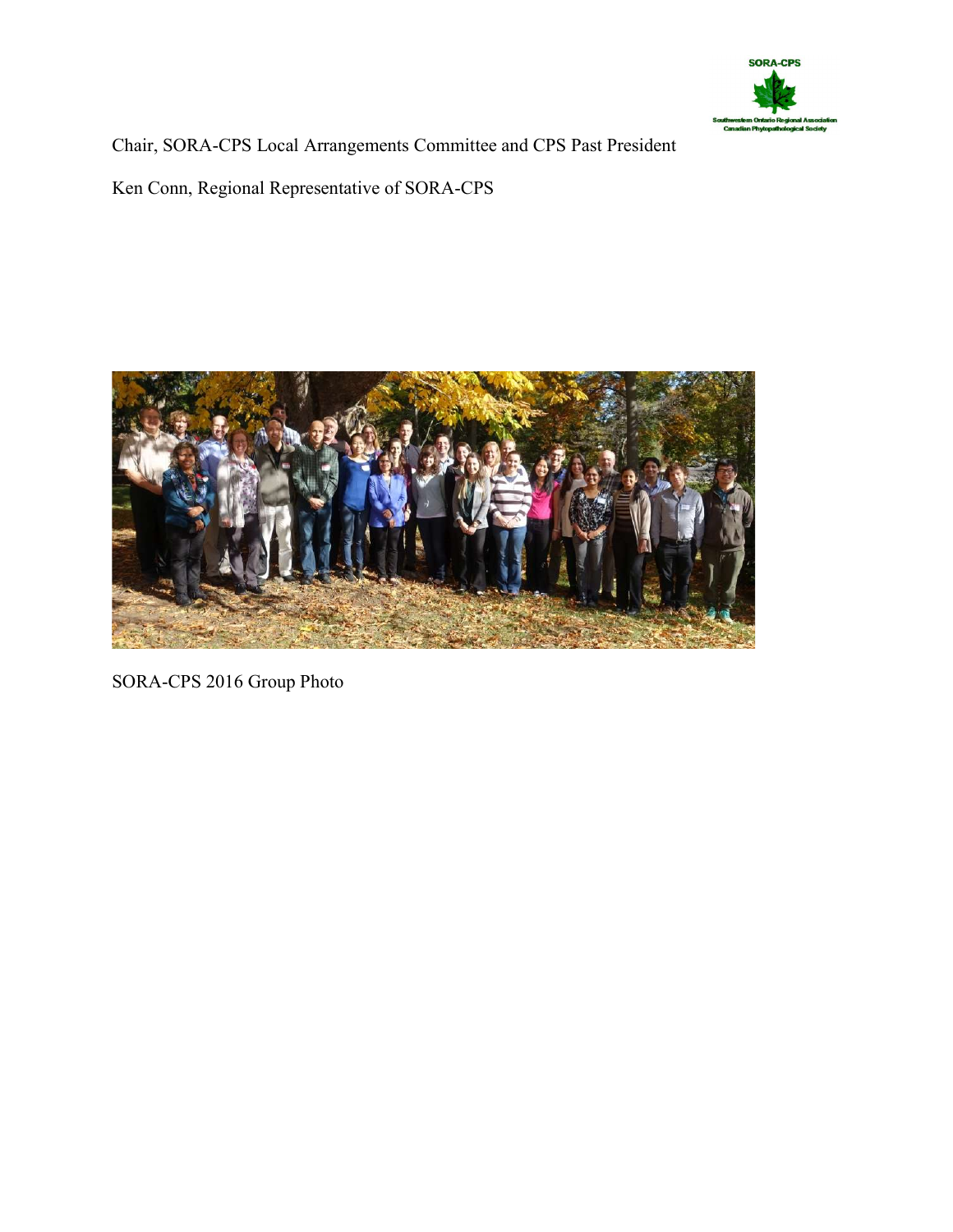Chair, SORA-CPS Local Arrangements Committee and CPS Past President

Ken Conn, Regional Representative of SORA-CPS

SORA-CPS 2016 Group Photo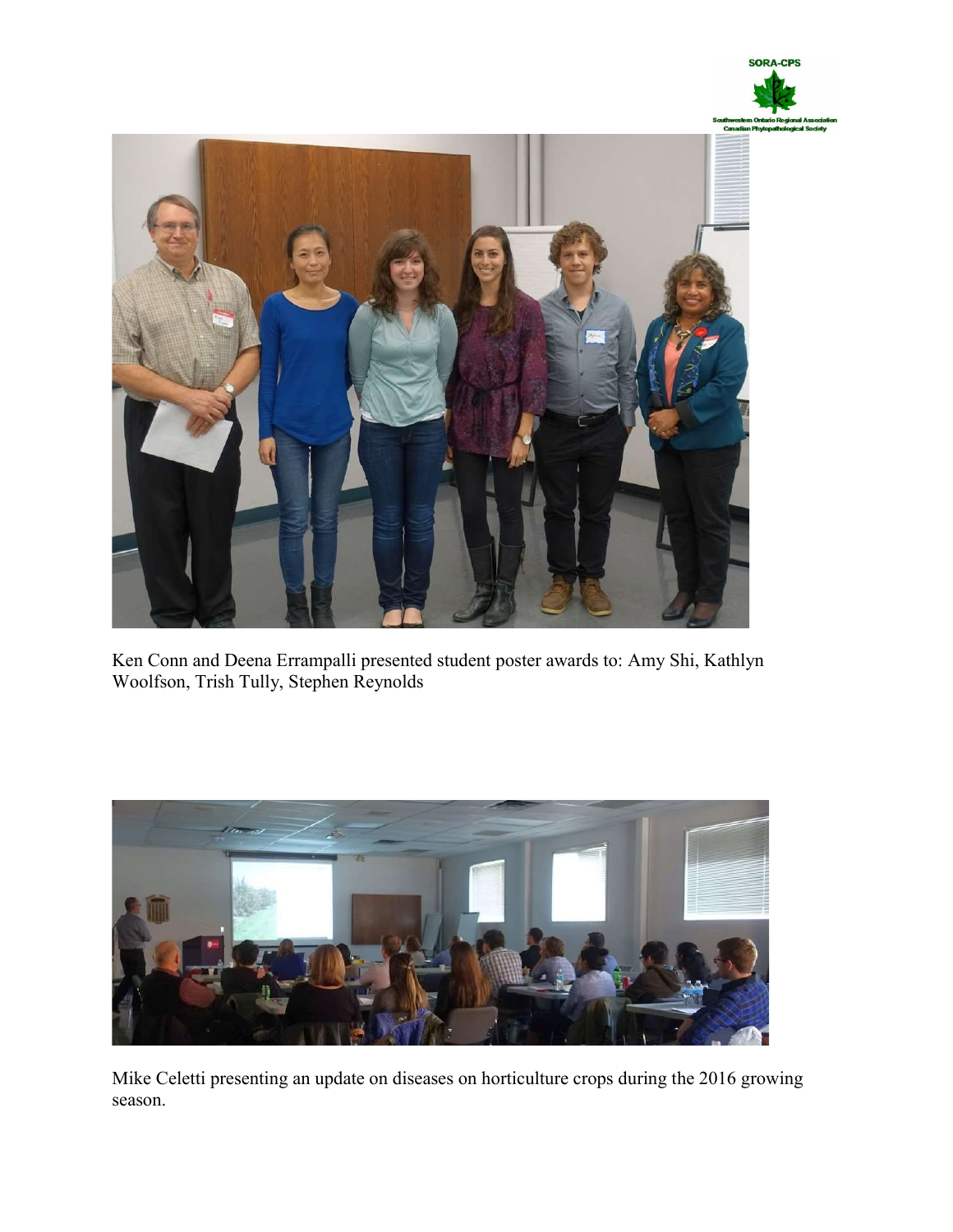Ken Conn and Deena Errampalli presented student poster awards to: Amy Shi, Kathlyn Woolfson, Trish Tully, Stephen Reynolds

Mike Celetti presenting an update on diseases on horticulture crops during the 2016 growing season.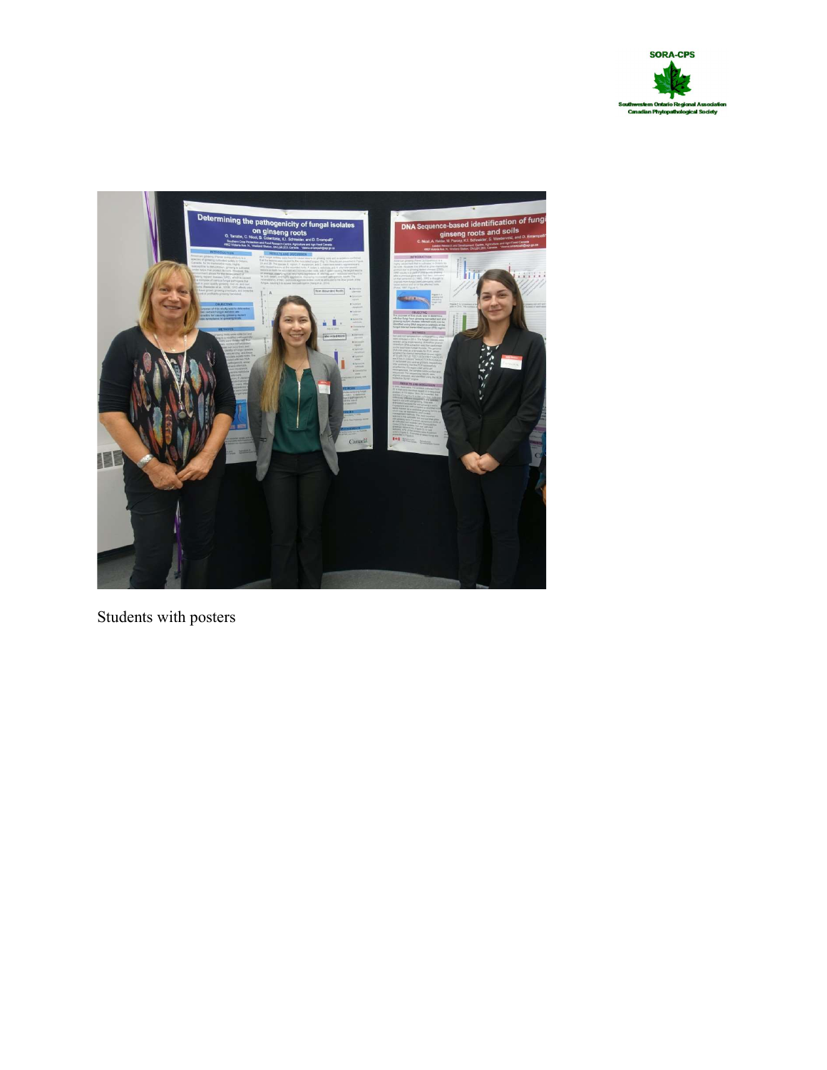Students with posters